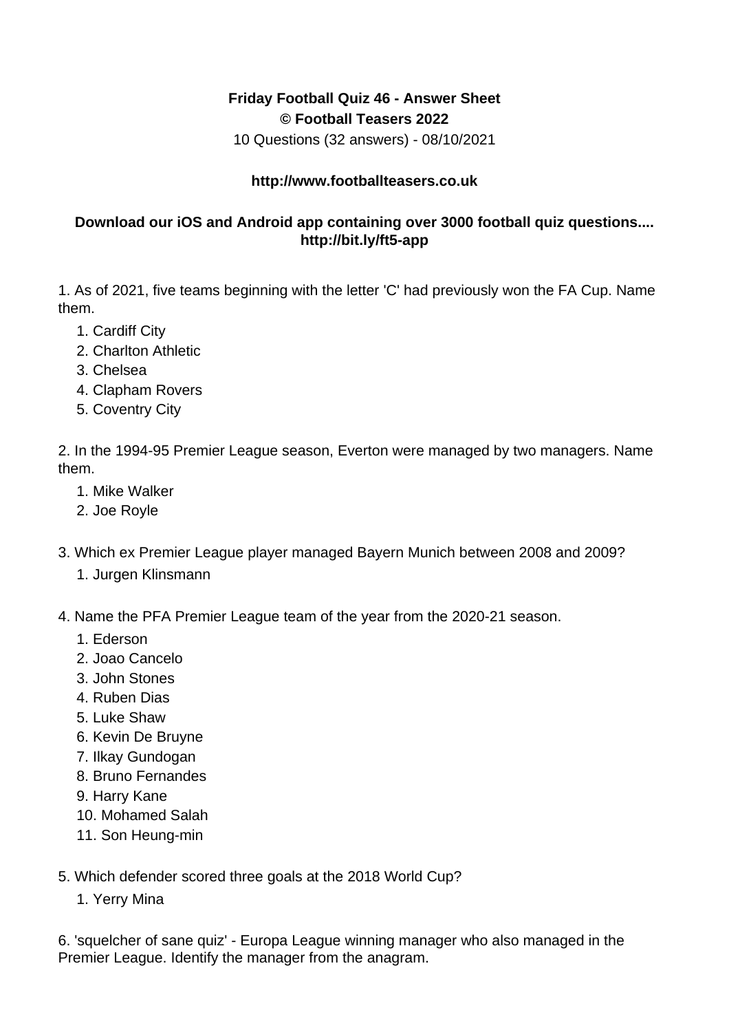**Friday Football Quiz 46 - Answer Sheet**
**© Football Teasers 2022**
10 Questions (32 answers) - 08/10/2021

**http://www.footballteasers.co.uk**

**Download our iOS and Android app containing over 3000 football quiz questions.... http://bit.ly/ft5-app**

1. As of 2021, five teams beginning with the letter 'C' had previously won the FA Cup. Name them.
    1. Cardiff City
    2. Charlton Athletic
    3. Chelsea
    4. Clapham Rovers
    5. Coventry City

2. In the 1994-95 Premier League season, Everton were managed by two managers. Name them.
    1. Mike Walker
    2. Joe Royle

3. Which ex Premier League player managed Bayern Munich between 2008 and 2009?
    1. Jurgen Klinsmann

4. Name the PFA Premier League team of the year from the 2020-21 season.
    1. Ederson
    2. Joao Cancelo
    3. John Stones
    4. Ruben Dias
    5. Luke Shaw
    6. Kevin De Bruyne
    7. Ilkay Gundogan
    8. Bruno Fernandes
    9. Harry Kane
    10. Mohamed Salah
    11. Son Heung-min

5. Which defender scored three goals at the 2018 World Cup?
    1. Yerry Mina

6. 'squelcher of sane quiz' - Europa League winning manager who also managed in the Premier League. Identify the manager from the anagram.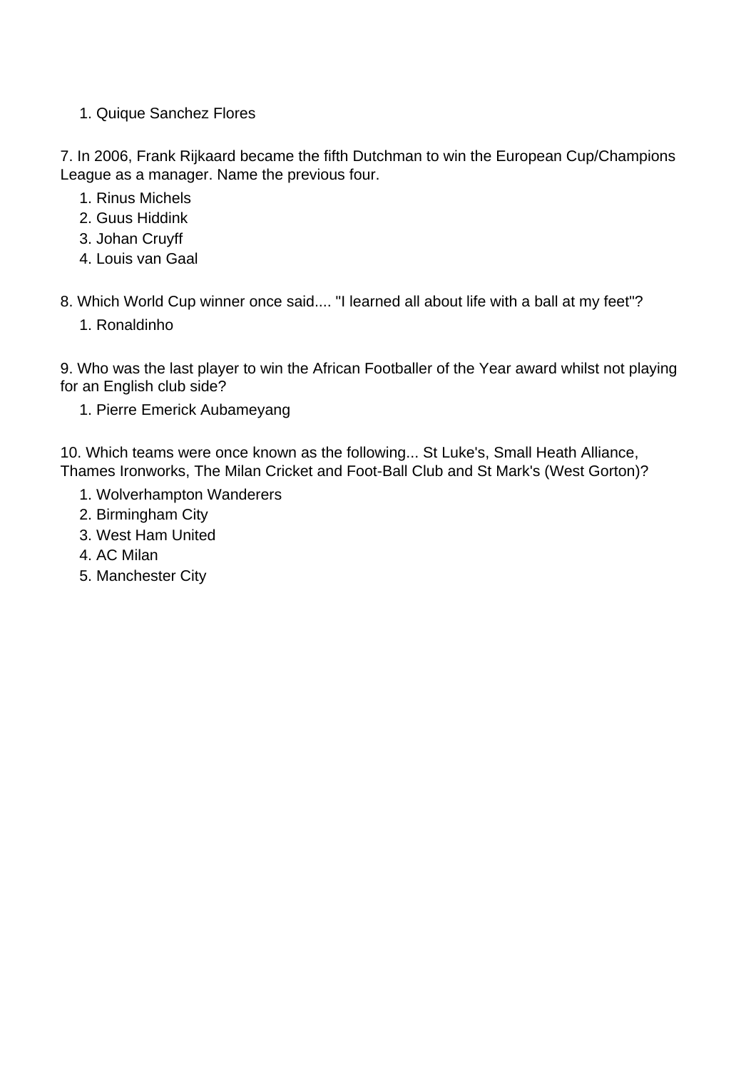1. Quique Sanchez Flores

7. In 2006, Frank Rijkaard became the fifth Dutchman to win the European Cup/Champions League as a manager. Name the previous four.

   1. Rinus Michels
   2. Guus Hiddink
   3. Johan Cruyff
   4. Louis van Gaal

8. Which World Cup winner once said.... "I learned all about life with a ball at my feet"?

   1. Ronaldinho

9. Who was the last player to win the African Footballer of the Year award whilst not playing for an English club side?

   1. Pierre Emerick Aubameyang

10. Which teams were once known as the following... St Luke's, Small Heath Alliance, Thames Ironworks, The Milan Cricket and Foot-Ball Club and St Mark's (West Gorton)?

   1. Wolverhampton Wanderers
   2. Birmingham City
   3. West Ham United
   4. AC Milan
   5. Manchester City